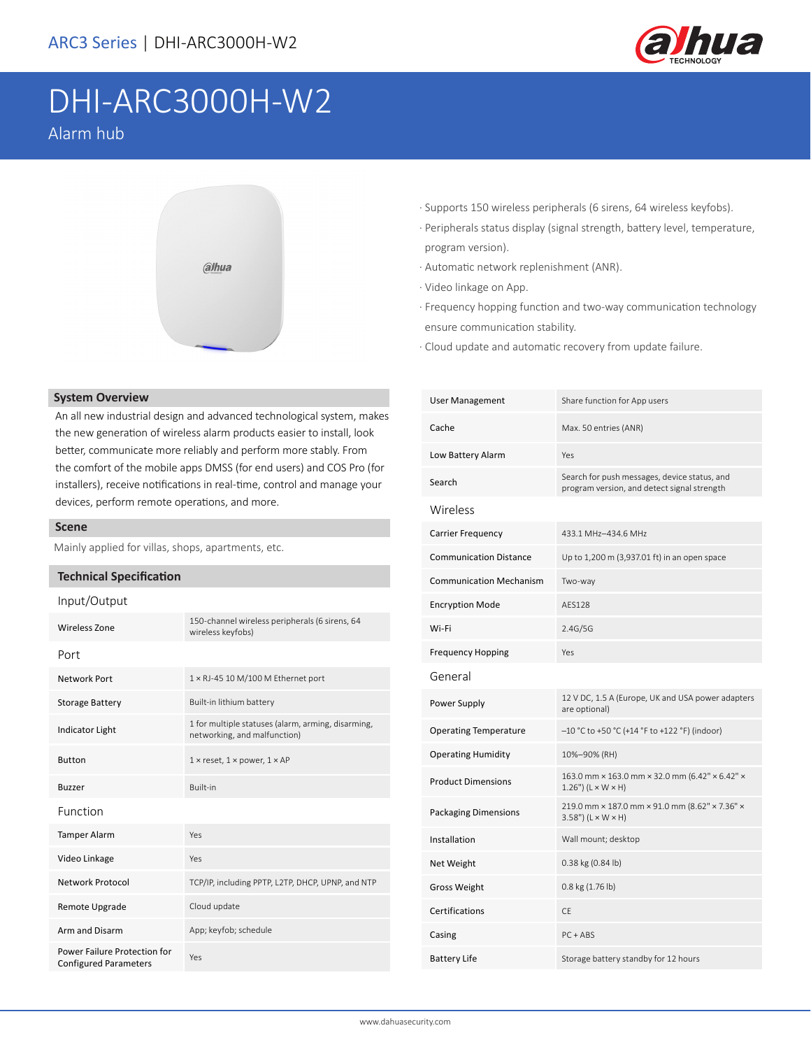# DHI-ARC3000H-W2

Alarm hub

- Supports 150 wireless peripherals (6 sirens, 64 wireless keyfobs).
- Peripherals status display (signal strength, battery level, temperature, program version).
- Automatic network replenishment (ANR).
- Video linkage on App.
- Frequency hopping function and two-way communication technology ensure communication stability.
- Cloud update and automatic recovery from update failure.

## System Overview

An all new industrial design and advanced technological system, makes the new generation of wireless alarm products easier to install, look better, communicate more reliably and perform more stably. From the comfort of the mobile apps DMSS (for end users) and COS Pro (for installers), receive notifications in real-time, control and manage your devices, perform remote operations, and more.

## Scene

Mainly applied for villas, shops, apartments, etc.

## Technical Specification

### Input/Output

| | |
|---|---|
| Wireless Zone | 150-channel wireless peripherals (6 sirens, 64 wireless keyfobs) |

### Port

| | |
|---|---|
| Network Port | 1 × RJ-45 10 M/100 M Ethernet port |
| Storage Battery | Built-in lithium battery |
| Indicator Light | 1 for multiple statuses (alarm, arming, disarming, networking, and malfunction) |
| Button | 1 × reset, 1 × power, 1 × AP |
| Buzzer | Built-in |

### Function

| | |
|---|---|
| Tamper Alarm | Yes |
| Video Linkage | Yes |
| Network Protocol | TCP/IP, including PPTP, L2TP, DHCP, UPNP, and NTP |
| Remote Upgrade | Cloud update |
| Arm and Disarm | App; keyfob; schedule |
| Power Failure Protection for Configured Parameters | Yes |
| User Management | Share function for App users |
| Cache | Max. 50 entries (ANR) |
| Low Battery Alarm | Yes |
| Search | Search for push messages, device status, and program version, and detect signal strength |

### Wireless

| | |
|---|---|
| Carrier Frequency | 433.1 MHz–434.6 MHz |
| Communication Distance | Up to 1,200 m (3,937.01 ft) in an open space |
| Communication Mechanism | Two-way |
| Encryption Mode | AES128 |
| Wi-Fi | 2.4G/5G |
| Frequency Hopping | Yes |

### General

| | |
|---|---|
| Power Supply | 12 V DC, 1.5 A (Europe, UK and USA power adapters are optional) |
| Operating Temperature | –10 °C to +50 °C (+14 °F to +122 °F) (indoor) |
| Operating Humidity | 10%–90% (RH) |
| Product Dimensions | 163.0 mm × 163.0 mm × 32.0 mm (6.42" × 6.42" × 1.26") (L × W × H) |
| Packaging Dimensions | 219.0 mm × 187.0 mm × 91.0 mm (8.62" × 7.36" × 3.58") (L × W × H) |
| Installation | Wall mount; desktop |
| Net Weight | 0.38 kg (0.84 lb) |
| Gross Weight | 0.8 kg (1.76 lb) |
| Certifications | CE |
| Casing | PC + ABS |
| Battery Life | Storage battery standby for 12 hours |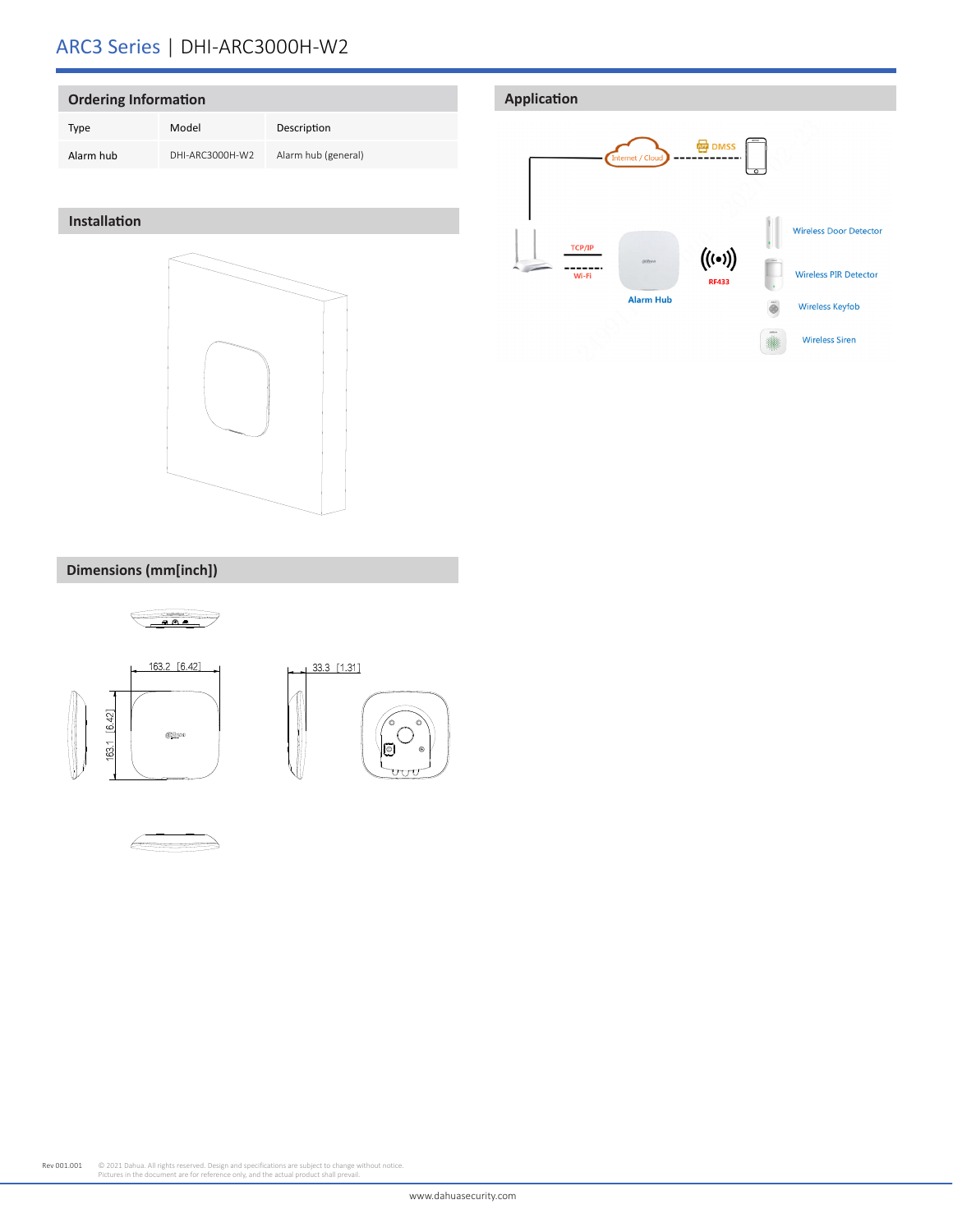## Ordering Information

| Type | Model | Description |
|---|---|---|
| Alarm hub | DHI-ARC3000H-W2 | Alarm hub (general) |

## Installation

## Dimensions (mm[inch])

163.2 [6.42]

163.1 [6.42]

33.3 [1.31]

## Application

Internet / Cloud

DMSS

TCP/IP

Wi-Fi

Alarm Hub

RF433

Wireless Door Detector

Wireless PIR Detector

Wireless Keyfob

Wireless Siren

Rev 001.001 © 2021 Dahua. All rights reserved. Design and specifications are subject to change without notice.
Pictures in the document are for reference only, and the actual product shall prevail.

www.dahuasecurity.com